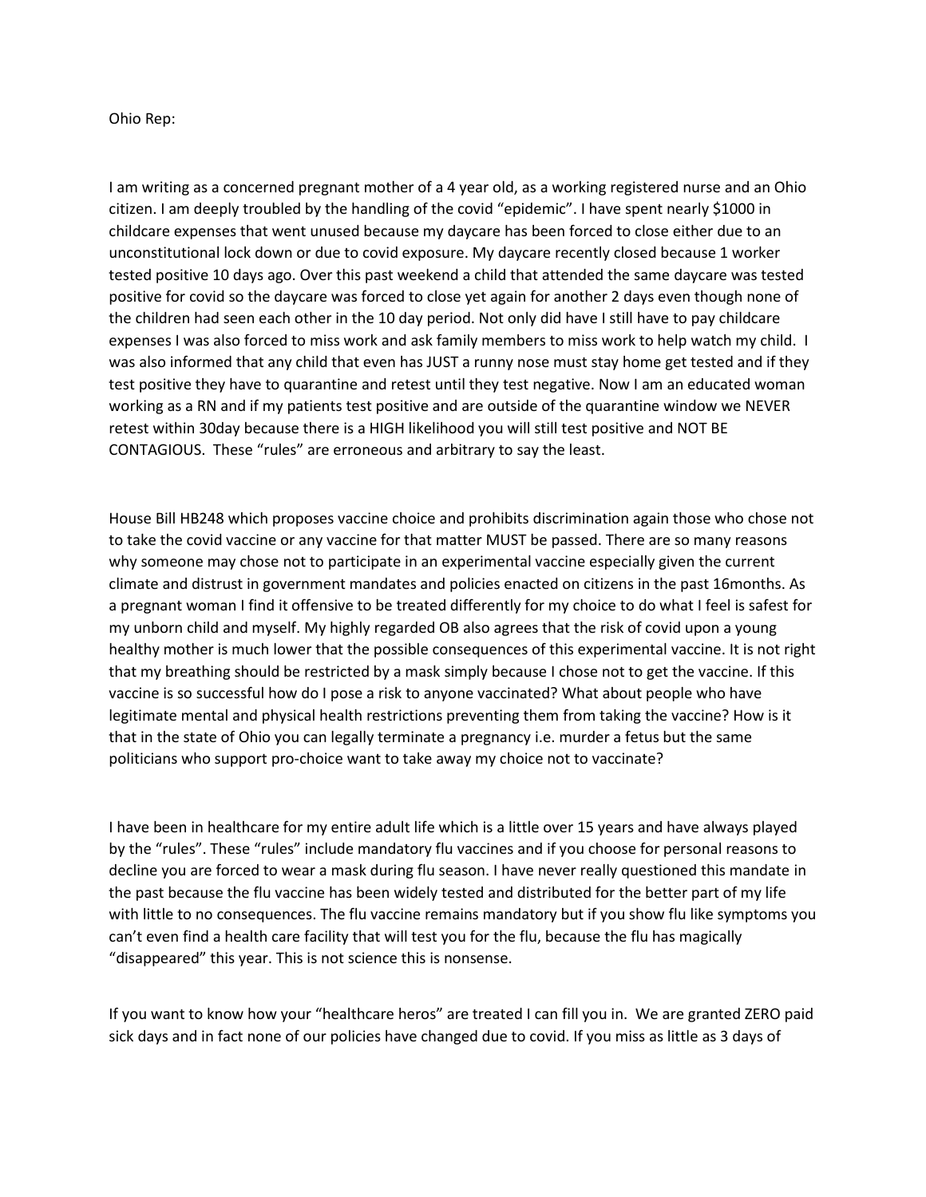Ohio Rep:

I am writing as a concerned pregnant mother of a 4 year old, as a working registered nurse and an Ohio citizen. I am deeply troubled by the handling of the covid "epidemic". I have spent nearly $1000 in childcare expenses that went unused because my daycare has been forced to close either due to an unconstitutional lock down or due to covid exposure. My daycare recently closed because 1 worker tested positive 10 days ago. Over this past weekend a child that attended the same daycare was tested positive for covid so the daycare was forced to close yet again for another 2 days even though none of the children had seen each other in the 10 day period. Not only did have I still have to pay childcare expenses I was also forced to miss work and ask family members to miss work to help watch my child. I was also informed that any child that even has JUST a runny nose must stay home get tested and if they test positive they have to quarantine and retest until they test negative. Now I am an educated woman working as a RN and if my patients test positive and are outside of the quarantine window we NEVER retest within 30day because there is a HIGH likelihood you will still test positive and NOT BE CONTAGIOUS. These "rules" are erroneous and arbitrary to say the least.

House Bill HB248 which proposes vaccine choice and prohibits discrimination again those who chose not to take the covid vaccine or any vaccine for that matter MUST be passed. There are so many reasons why someone may chose not to participate in an experimental vaccine especially given the current climate and distrust in government mandates and policies enacted on citizens in the past 16months. As a pregnant woman I find it offensive to be treated differently for my choice to do what I feel is safest for my unborn child and myself. My highly regarded OB also agrees that the risk of covid upon a young healthy mother is much lower that the possible consequences of this experimental vaccine. It is not right that my breathing should be restricted by a mask simply because I chose not to get the vaccine. If this vaccine is so successful how do I pose a risk to anyone vaccinated? What about people who have legitimate mental and physical health restrictions preventing them from taking the vaccine? How is it that in the state of Ohio you can legally terminate a pregnancy i.e. murder a fetus but the same politicians who support pro-choice want to take away my choice not to vaccinate?

I have been in healthcare for my entire adult life which is a little over 15 years and have always played by the "rules". These "rules" include mandatory flu vaccines and if you choose for personal reasons to decline you are forced to wear a mask during flu season. I have never really questioned this mandate in the past because the flu vaccine has been widely tested and distributed for the better part of my life with little to no consequences. The flu vaccine remains mandatory but if you show flu like symptoms you can't even find a health care facility that will test you for the flu, because the flu has magically "disappeared" this year. This is not science this is nonsense.

If you want to know how your "healthcare heros" are treated I can fill you in. We are granted ZERO paid sick days and in fact none of our policies have changed due to covid. If you miss as little as 3 days of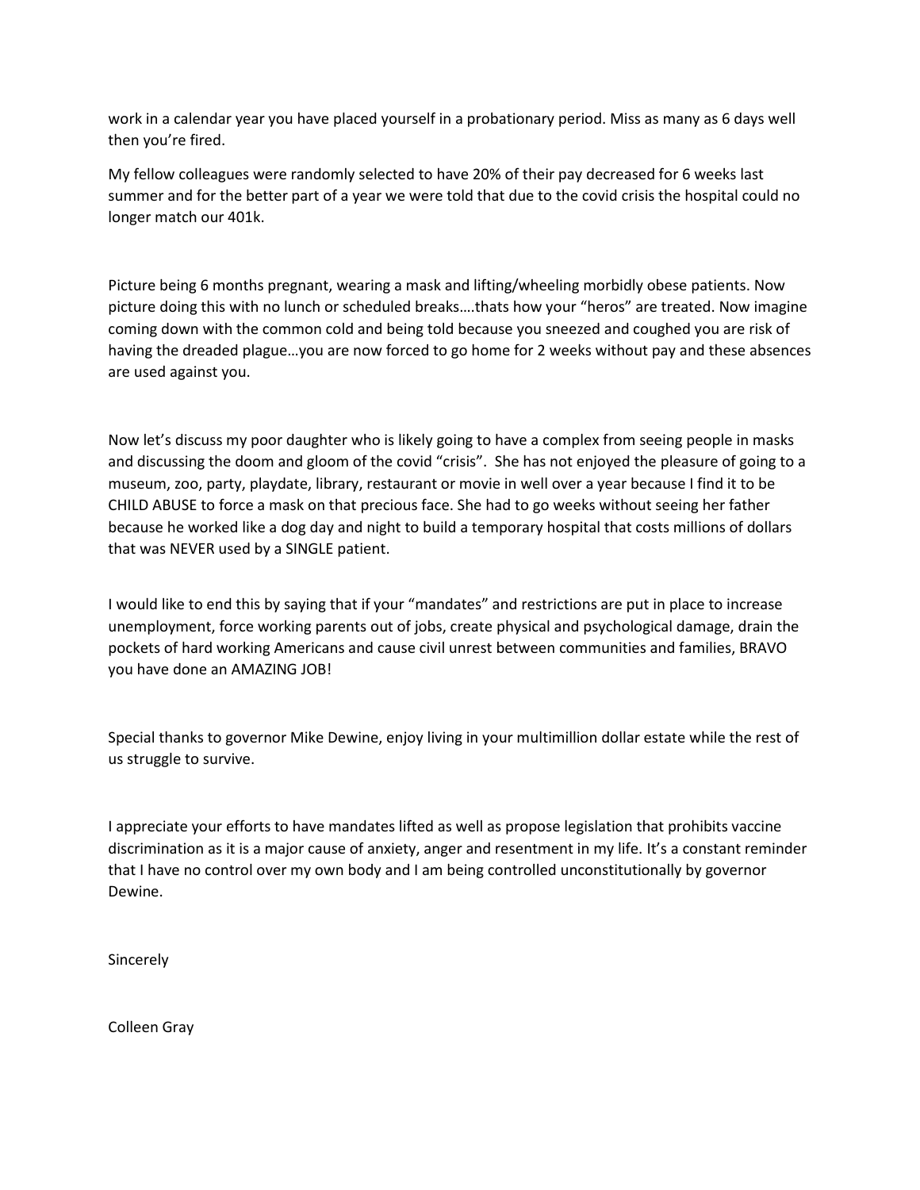work in a calendar year you have placed yourself in a probationary period. Miss as many as 6 days well then you're fired.

My fellow colleagues were randomly selected to have 20% of their pay decreased for 6 weeks last summer and for the better part of a year we were told that due to the covid crisis the hospital could no longer match our 401k.

Picture being 6 months pregnant, wearing a mask and lifting/wheeling morbidly obese patients. Now picture doing this with no lunch or scheduled breaks….thats how your "heros" are treated. Now imagine coming down with the common cold and being told because you sneezed and coughed you are risk of having the dreaded plague…you are now forced to go home for 2 weeks without pay and these absences are used against you.

Now let's discuss my poor daughter who is likely going to have a complex from seeing people in masks and discussing the doom and gloom of the covid "crisis". She has not enjoyed the pleasure of going to a museum, zoo, party, playdate, library, restaurant or movie in well over a year because I find it to be CHILD ABUSE to force a mask on that precious face. She had to go weeks without seeing her father because he worked like a dog day and night to build a temporary hospital that costs millions of dollars that was NEVER used by a SINGLE patient.

I would like to end this by saying that if your "mandates" and restrictions are put in place to increase unemployment, force working parents out of jobs, create physical and psychological damage, drain the pockets of hard working Americans and cause civil unrest between communities and families, BRAVO you have done an AMAZING JOB!

Special thanks to governor Mike Dewine, enjoy living in your multimillion dollar estate while the rest of us struggle to survive.

I appreciate your efforts to have mandates lifted as well as propose legislation that prohibits vaccine discrimination as it is a major cause of anxiety, anger and resentment in my life. It's a constant reminder that I have no control over my own body and I am being controlled unconstitutionally by governor Dewine.

Sincerely

Colleen Gray